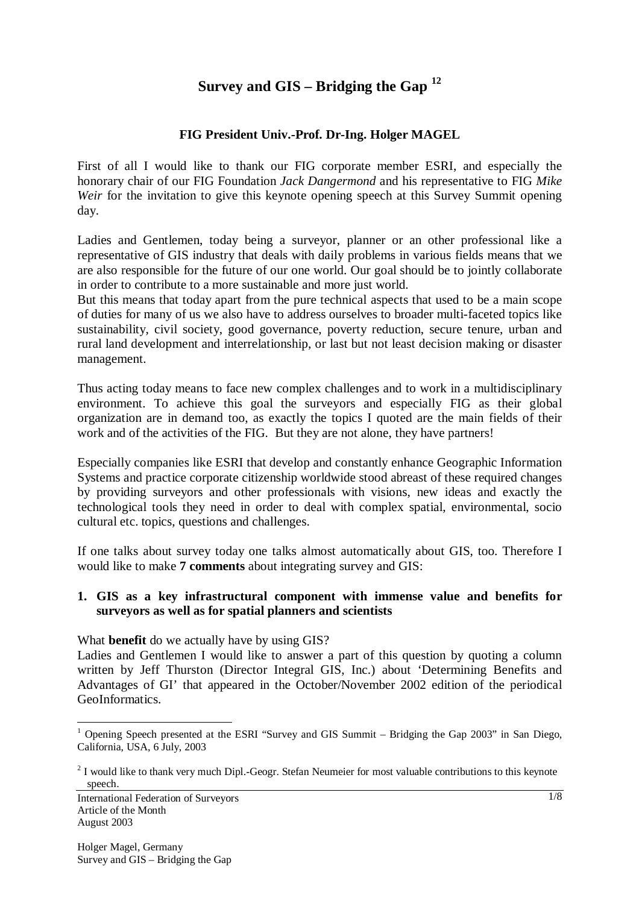# Survey and GIS – Bridging the Gap [1,2]

**FIG President Univ.-Prof. Dr-Ing. Holger MAGEL**

First of all I would like to thank our FIG corporate member ESRI, and especially the honorary chair of our FIG Foundation *Jack Dangermond* and his representative to FIG *Mike Weir* for the invitation to give this keynote opening speech at this Survey Summit opening day.

Ladies and Gentlemen, today being a surveyor, planner or an other professional like a representative of GIS industry that deals with daily problems in various fields means that we are also responsible for the future of our one world. Our goal should be to jointly collaborate in order to contribute to a more sustainable and more just world.

But this means that today apart from the pure technical aspects that used to be a main scope of duties for many of us we also have to address ourselves to broader multi-faceted topics like sustainability, civil society, good governance, poverty reduction, secure tenure, urban and rural land development and interrelationship, or last but not least decision making or disaster management.

Thus acting today means to face new complex challenges and to work in a multidisciplinary environment. To achieve this goal the surveyors and especially FIG as their global organization are in demand too, as exactly the topics I quoted are the main fields of their work and of the activities of the FIG. But they are not alone, they have partners!

Especially companies like ESRI that develop and constantly enhance Geographic Information Systems and practice corporate citizenship worldwide stood abreast of these required changes by providing surveyors and other professionals with visions, new ideas and exactly the technological tools they need in order to deal with complex spatial, environmental, socio cultural etc. topics, questions and challenges.

If one talks about survey today one talks almost automatically about GIS, too. Therefore I would like to make **7 comments** about integrating survey and GIS:

## 1. GIS as a key infrastructural component with immense value and benefits for surveyors as well as for spatial planners and scientists

What **benefit** do we actually have by using GIS?

Ladies and Gentlemen I would like to answer a part of this question by quoting a column written by Jeff Thurston (Director Integral GIS, Inc.) about 'Determining Benefits and Advantages of GI' that appeared in the October/November 2002 edition of the periodical GeoInformatics.

---

[1] Opening Speech presented at the ESRI "Survey and GIS Summit – Bridging the Gap 2003" in San Diego, California, USA, 6 July, 2003

[2] I would like to thank very much Dipl.-Geogr. Stefan Neumeier for most valuable contributions to this keynote speech.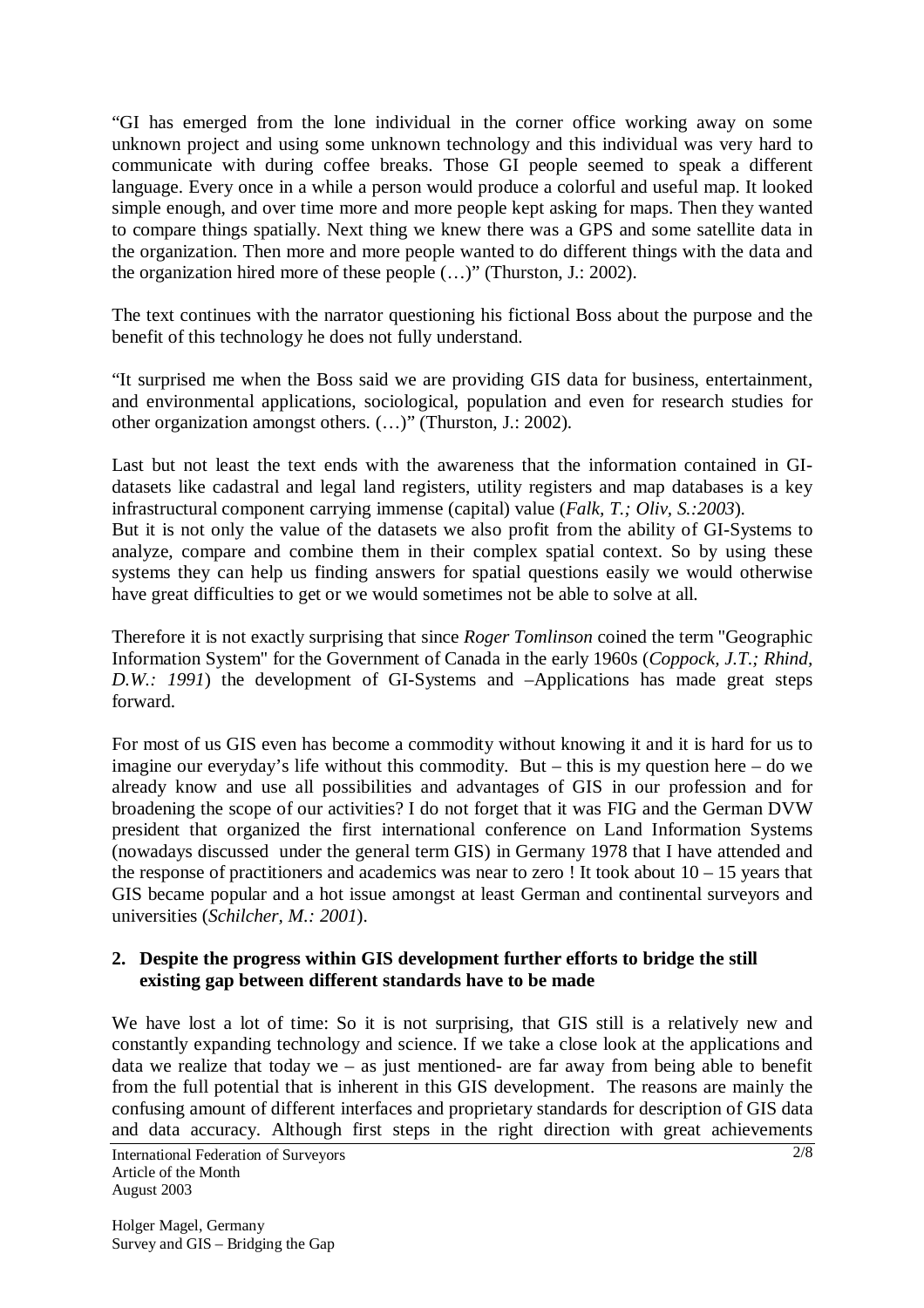"GI has emerged from the lone individual in the corner office working away on some unknown project and using some unknown technology and this individual was very hard to communicate with during coffee breaks. Those GI people seemed to speak a different language. Every once in a while a person would produce a colorful and useful map. It looked simple enough, and over time more and more people kept asking for maps. Then they wanted to compare things spatially. Next thing we knew there was a GPS and some satellite data in the organization. Then more and more people wanted to do different things with the data and the organization hired more of these people (…)" (Thurston, J.: 2002).

The text continues with the narrator questioning his fictional Boss about the purpose and the benefit of this technology he does not fully understand.

"It surprised me when the Boss said we are providing GIS data for business, entertainment, and environmental applications, sociological, population and even for research studies for other organization amongst others. (…)" (Thurston, J.: 2002).

Last but not least the text ends with the awareness that the information contained in GI-datasets like cadastral and legal land registers, utility registers and map databases is a key infrastructural component carrying immense (capital) value (*Falk, T.; Oliv, S.:2003*).
But it is not only the value of the datasets we also profit from the ability of GI-Systems to analyze, compare and combine them in their complex spatial context. So by using these systems they can help us finding answers for spatial questions easily we would otherwise have great difficulties to get or we would sometimes not be able to solve at all.

Therefore it is not exactly surprising that since *Roger Tomlinson* coined the term "Geographic Information System" for the Government of Canada in the early 1960s (*Coppock, J.T.; Rhind, D.W.: 1991*) the development of GI-Systems and –Applications has made great steps forward.

For most of us GIS even has become a commodity without knowing it and it is hard for us to imagine our everyday's life without this commodity. But – this is my question here – do we already know and use all possibilities and advantages of GIS in our profession and for broadening the scope of our activities? I do not forget that it was FIG and the German DVW president that organized the first international conference on Land Information Systems (nowadays discussed under the general term GIS) in Germany 1978 that I have attended and the response of practitioners and academics was near to zero ! It took about 10 – 15 years that GIS became popular and a hot issue amongst at least German and continental surveyors and universities (*Schilcher, M.: 2001*).

## 2. Despite the progress within GIS development further efforts to bridge the still existing gap between different standards have to be made

We have lost a lot of time: So it is not surprising, that GIS still is a relatively new and constantly expanding technology and science. If we take a close look at the applications and data we realize that today we – as just mentioned- are far away from being able to benefit from the full potential that is inherent in this GIS development. The reasons are mainly the confusing amount of different interfaces and proprietary standards for description of GIS data and data accuracy. Although first steps in the right direction with great achievements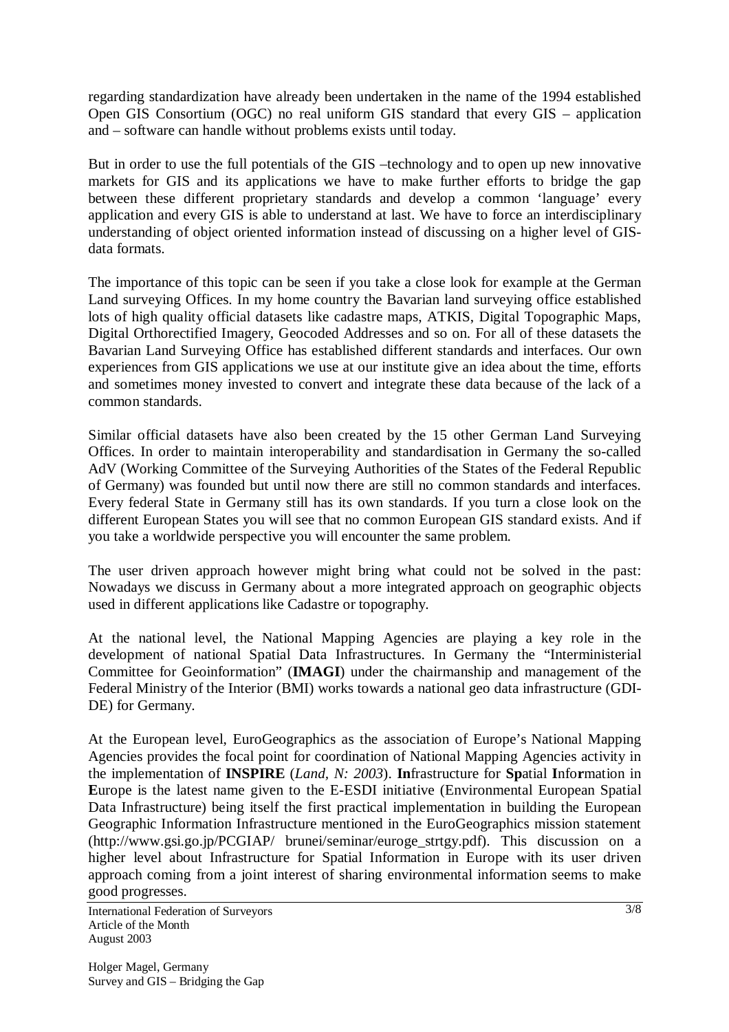regarding standardization have already been undertaken in the name of the 1994 established Open GIS Consortium (OGC) no real uniform GIS standard that every GIS – application and – software can handle without problems exists until today.

But in order to use the full potentials of the GIS –technology and to open up new innovative markets for GIS and its applications we have to make further efforts to bridge the gap between these different proprietary standards and develop a common 'language' every application and every GIS is able to understand at last. We have to force an interdisciplinary understanding of object oriented information instead of discussing on a higher level of GIS-data formats.

The importance of this topic can be seen if you take a close look for example at the German Land surveying Offices. In my home country the Bavarian land surveying office established lots of high quality official datasets like cadastre maps, ATKIS, Digital Topographic Maps, Digital Orthorectified Imagery, Geocoded Addresses and so on. For all of these datasets the Bavarian Land Surveying Office has established different standards and interfaces. Our own experiences from GIS applications we use at our institute give an idea about the time, efforts and sometimes money invested to convert and integrate these data because of the lack of a common standards.

Similar official datasets have also been created by the 15 other German Land Surveying Offices. In order to maintain interoperability and standardisation in Germany the so-called AdV (Working Committee of the Surveying Authorities of the States of the Federal Republic of Germany) was founded but until now there are still no common standards and interfaces. Every federal State in Germany still has its own standards. If you turn a close look on the different European States you will see that no common European GIS standard exists. And if you take a worldwide perspective you will encounter the same problem.

The user driven approach however might bring what could not be solved in the past: Nowadays we discuss in Germany about a more integrated approach on geographic objects used in different applications like Cadastre or topography.

At the national level, the National Mapping Agencies are playing a key role in the development of national Spatial Data Infrastructures. In Germany the "Interministerial Committee for Geoinformation" (**IMAGI**) under the chairmanship and management of the Federal Ministry of the Interior (BMI) works towards a national geo data infrastructure (GDI-DE) for Germany.

At the European level, EuroGeographics as the association of Europe's National Mapping Agencies provides the focal point for coordination of National Mapping Agencies activity in the implementation of **INSPIRE** (*Land, N: 2003*). **In**frastructure for **Sp**atial **I**nfo**r**mation in **E**urope is the latest name given to the E-ESDI initiative (Environmental European Spatial Data Infrastructure) being itself the first practical implementation in building the European Geographic Information Infrastructure mentioned in the EuroGeographics mission statement (http://www.gsi.go.jp/PCGIAP/ brunei/seminar/euroge_strtgy.pdf). This discussion on a higher level about Infrastructure for Spatial Information in Europe with its user driven approach coming from a joint interest of sharing environmental information seems to make good progresses.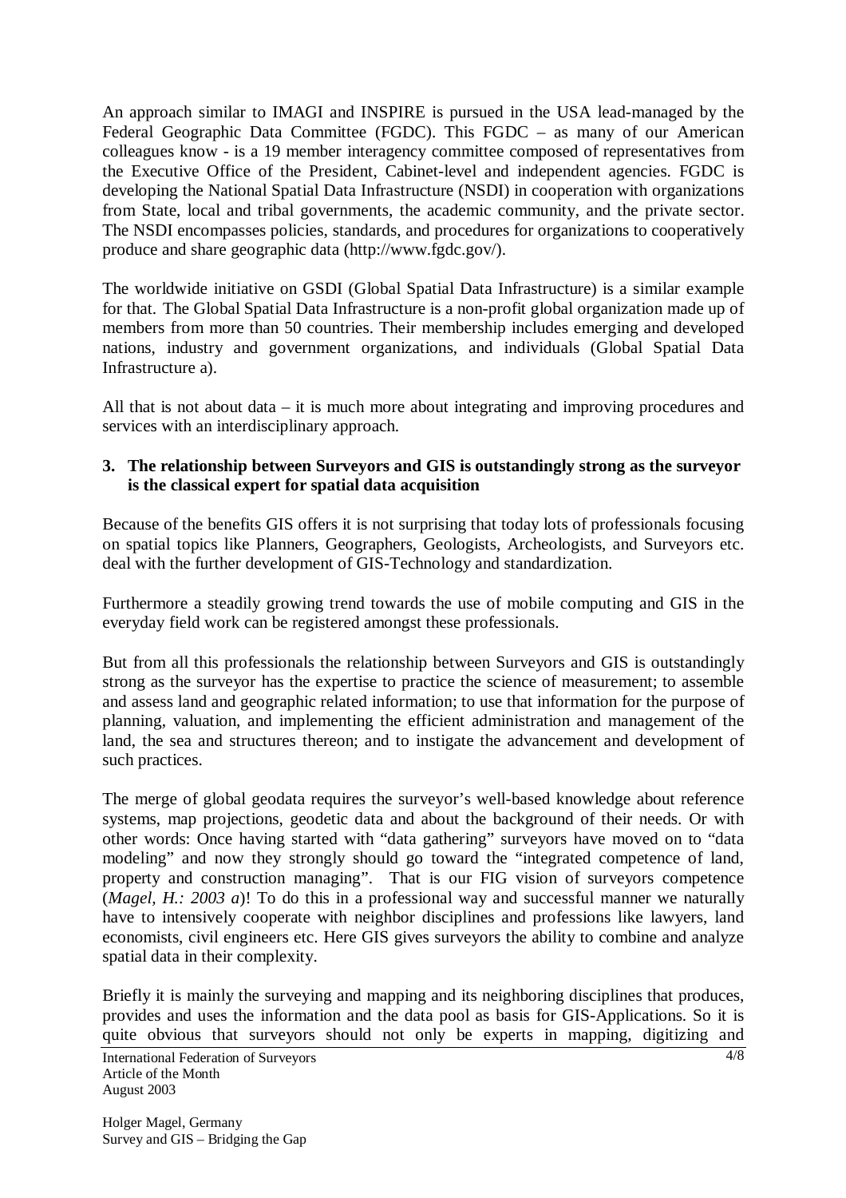An approach similar to IMAGI and INSPIRE is pursued in the USA lead-managed by the Federal Geographic Data Committee (FGDC). This FGDC – as many of our American colleagues know - is a 19 member interagency committee composed of representatives from the Executive Office of the President, Cabinet-level and independent agencies. FGDC is developing the National Spatial Data Infrastructure (NSDI) in cooperation with organizations from State, local and tribal governments, the academic community, and the private sector. The NSDI encompasses policies, standards, and procedures for organizations to cooperatively produce and share geographic data (http://www.fgdc.gov/).

The worldwide initiative on GSDI (Global Spatial Data Infrastructure) is a similar example for that. The Global Spatial Data Infrastructure is a non-profit global organization made up of members from more than 50 countries. Their membership includes emerging and developed nations, industry and government organizations, and individuals (Global Spatial Data Infrastructure a).

All that is not about data – it is much more about integrating and improving procedures and services with an interdisciplinary approach.

## 3. The relationship between Surveyors and GIS is outstandingly strong as the surveyor is the classical expert for spatial data acquisition

Because of the benefits GIS offers it is not surprising that today lots of professionals focusing on spatial topics like Planners, Geographers, Geologists, Archeologists, and Surveyors etc. deal with the further development of GIS-Technology and standardization.

Furthermore a steadily growing trend towards the use of mobile computing and GIS in the everyday field work can be registered amongst these professionals.

But from all this professionals the relationship between Surveyors and GIS is outstandingly strong as the surveyor has the expertise to practice the science of measurement; to assemble and assess land and geographic related information; to use that information for the purpose of planning, valuation, and implementing the efficient administration and management of the land, the sea and structures thereon; and to instigate the advancement and development of such practices.

The merge of global geodata requires the surveyor's well-based knowledge about reference systems, map projections, geodetic data and about the background of their needs. Or with other words: Once having started with "data gathering" surveyors have moved on to "data modeling" and now they strongly should go toward the "integrated competence of land, property and construction managing". That is our FIG vision of surveyors competence (*Magel, H.: 2003 a*)! To do this in a professional way and successful manner we naturally have to intensively cooperate with neighbor disciplines and professions like lawyers, land economists, civil engineers etc. Here GIS gives surveyors the ability to combine and analyze spatial data in their complexity.

Briefly it is mainly the surveying and mapping and its neighboring disciplines that produces, provides and uses the information and the data pool as basis for GIS-Applications. So it is quite obvious that surveyors should not only be experts in mapping, digitizing and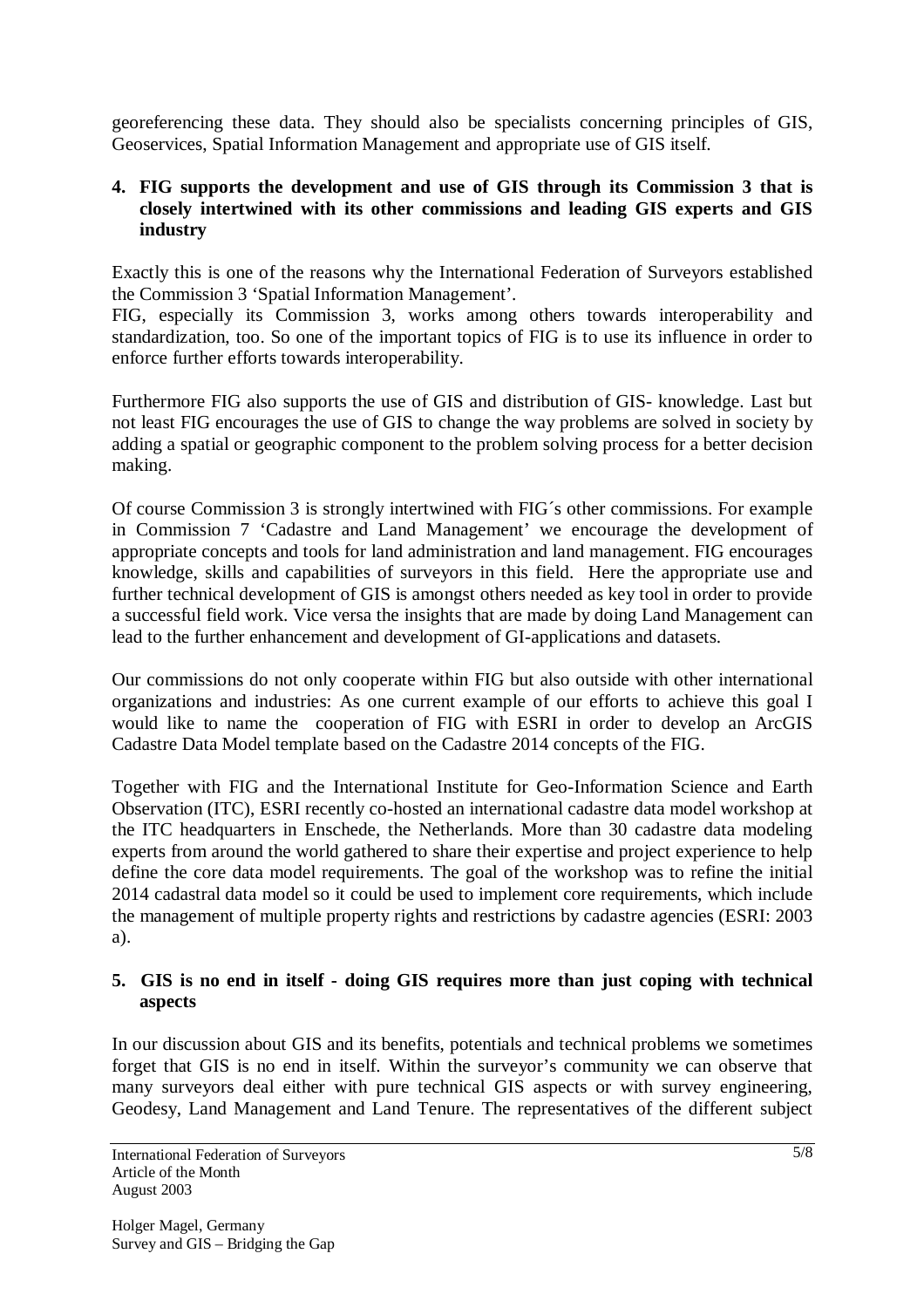georeferencing these data. They should also be specialists concerning principles of GIS, Geoservices, Spatial Information Management and appropriate use of GIS itself.

## 4. FIG supports the development and use of GIS through its Commission 3 that is closely intertwined with its other commissions and leading GIS experts and GIS industry

Exactly this is one of the reasons why the International Federation of Surveyors established the Commission 3 'Spatial Information Management'.
FIG, especially its Commission 3, works among others towards interoperability and standardization, too. So one of the important topics of FIG is to use its influence in order to enforce further efforts towards interoperability.

Furthermore FIG also supports the use of GIS and distribution of GIS- knowledge. Last but not least FIG encourages the use of GIS to change the way problems are solved in society by adding a spatial or geographic component to the problem solving process for a better decision making.

Of course Commission 3 is strongly intertwined with FIG´s other commissions. For example in Commission 7 'Cadastre and Land Management' we encourage the development of appropriate concepts and tools for land administration and land management. FIG encourages knowledge, skills and capabilities of surveyors in this field. Here the appropriate use and further technical development of GIS is amongst others needed as key tool in order to provide a successful field work. Vice versa the insights that are made by doing Land Management can lead to the further enhancement and development of GI-applications and datasets.

Our commissions do not only cooperate within FIG but also outside with other international organizations and industries: As one current example of our efforts to achieve this goal I would like to name the cooperation of FIG with ESRI in order to develop an ArcGIS Cadastre Data Model template based on the Cadastre 2014 concepts of the FIG.

Together with FIG and the International Institute for Geo-Information Science and Earth Observation (ITC), ESRI recently co-hosted an international cadastre data model workshop at the ITC headquarters in Enschede, the Netherlands. More than 30 cadastre data modeling experts from around the world gathered to share their expertise and project experience to help define the core data model requirements. The goal of the workshop was to refine the initial 2014 cadastral data model so it could be used to implement core requirements, which include the management of multiple property rights and restrictions by cadastre agencies (ESRI: 2003 a).

## 5. GIS is no end in itself - doing GIS requires more than just coping with technical aspects

In our discussion about GIS and its benefits, potentials and technical problems we sometimes forget that GIS is no end in itself. Within the surveyor's community we can observe that many surveyors deal either with pure technical GIS aspects or with survey engineering, Geodesy, Land Management and Land Tenure. The representatives of the different subject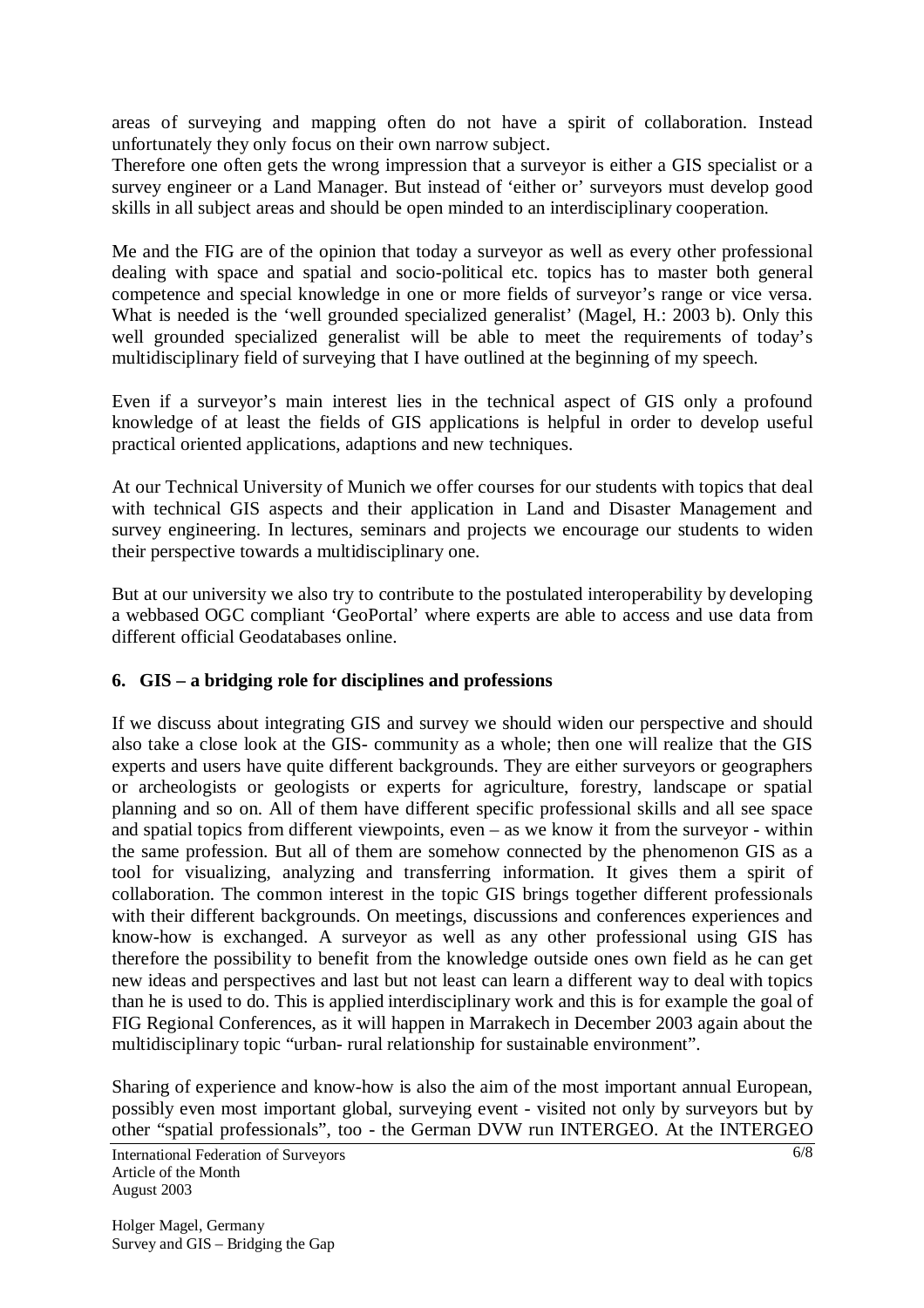areas of surveying and mapping often do not have a spirit of collaboration. Instead unfortunately they only focus on their own narrow subject.
Therefore one often gets the wrong impression that a surveyor is either a GIS specialist or a survey engineer or a Land Manager. But instead of 'either or' surveyors must develop good skills in all subject areas and should be open minded to an interdisciplinary cooperation.

Me and the FIG are of the opinion that today a surveyor as well as every other professional dealing with space and spatial and socio-political etc. topics has to master both general competence and special knowledge in one or more fields of surveyor's range or vice versa. What is needed is the 'well grounded specialized generalist' (Magel, H.: 2003 b). Only this well grounded specialized generalist will be able to meet the requirements of today's multidisciplinary field of surveying that I have outlined at the beginning of my speech.

Even if a surveyor's main interest lies in the technical aspect of GIS only a profound knowledge of at least the fields of GIS applications is helpful in order to develop useful practical oriented applications, adaptions and new techniques.

At our Technical University of Munich we offer courses for our students with topics that deal with technical GIS aspects and their application in Land and Disaster Management and survey engineering. In lectures, seminars and projects we encourage our students to widen their perspective towards a multidisciplinary one.

But at our university we also try to contribute to the postulated interoperability by developing a webbased OGC compliant 'GeoPortal' where experts are able to access and use data from different official Geodatabases online.

## 6. GIS – a bridging role for disciplines and professions

If we discuss about integrating GIS and survey we should widen our perspective and should also take a close look at the GIS- community as a whole; then one will realize that the GIS experts and users have quite different backgrounds. They are either surveyors or geographers or archeologists or geologists or experts for agriculture, forestry, landscape or spatial planning and so on. All of them have different specific professional skills and all see space and spatial topics from different viewpoints, even – as we know it from the surveyor - within the same profession. But all of them are somehow connected by the phenomenon GIS as a tool for visualizing, analyzing and transferring information. It gives them a spirit of collaboration. The common interest in the topic GIS brings together different professionals with their different backgrounds. On meetings, discussions and conferences experiences and know-how is exchanged. A surveyor as well as any other professional using GIS has therefore the possibility to benefit from the knowledge outside ones own field as he can get new ideas and perspectives and last but not least can learn a different way to deal with topics than he is used to do. This is applied interdisciplinary work and this is for example the goal of FIG Regional Conferences, as it will happen in Marrakech in December 2003 again about the multidisciplinary topic "urban- rural relationship for sustainable environment".

Sharing of experience and know-how is also the aim of the most important annual European, possibly even most important global, surveying event - visited not only by surveyors but by other "spatial professionals", too - the German DVW run INTERGEO. At the INTERGEO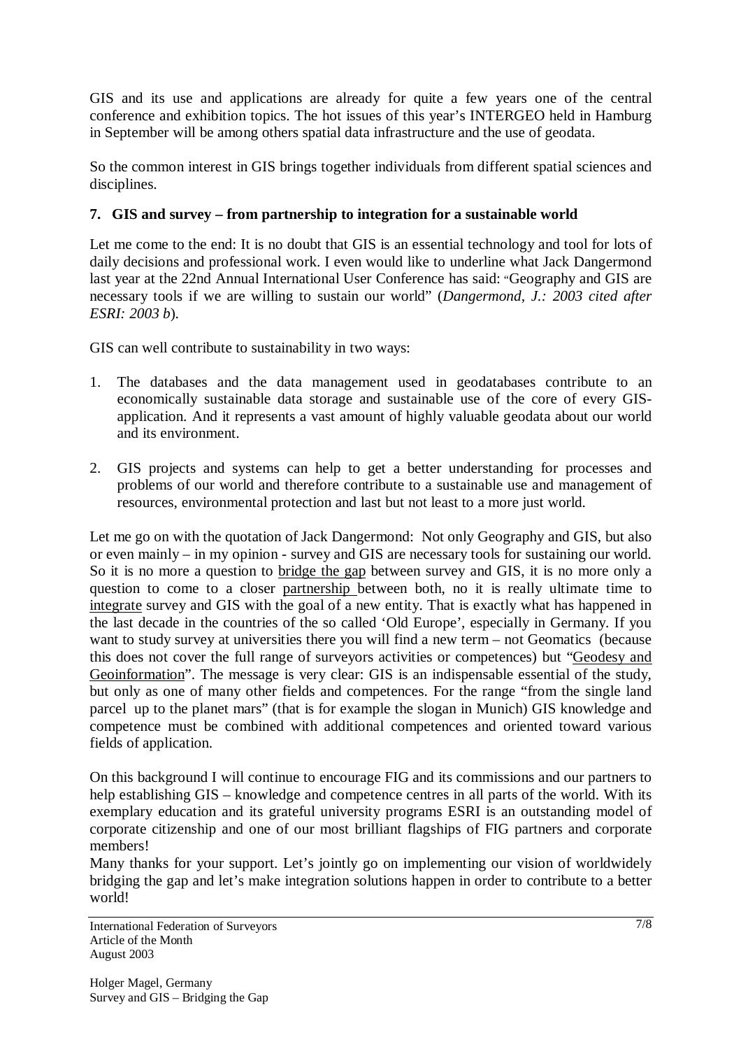GIS and its use and applications are already for quite a few years one of the central conference and exhibition topics. The hot issues of this year's INTERGEO held in Hamburg in September will be among others spatial data infrastructure and the use of geodata.

So the common interest in GIS brings together individuals from different spatial sciences and disciplines.

## 7. GIS and survey – from partnership to integration for a sustainable world

Let me come to the end: It is no doubt that GIS is an essential technology and tool for lots of daily decisions and professional work. I even would like to underline what Jack Dangermond last year at the 22nd Annual International User Conference has said: "Geography and GIS are necessary tools if we are willing to sustain our world" (*Dangermond, J.: 2003 cited after ESRI: 2003 b*).

GIS can well contribute to sustainability in two ways:

1. The databases and the data management used in geodatabases contribute to an economically sustainable data storage and sustainable use of the core of every GIS-application. And it represents a vast amount of highly valuable geodata about our world and its environment.

2. GIS projects and systems can help to get a better understanding for processes and problems of our world and therefore contribute to a sustainable use and management of resources, environmental protection and last but not least to a more just world.

Let me go on with the quotation of Jack Dangermond: Not only Geography and GIS, but also or even mainly – in my opinion - survey and GIS are necessary tools for sustaining our world. So it is no more a question to bridge the gap between survey and GIS, it is no more only a question to come to a closer partnership between both, no it is really ultimate time to integrate survey and GIS with the goal of a new entity. That is exactly what has happened in the last decade in the countries of the so called 'Old Europe', especially in Germany. If you want to study survey at universities there you will find a new term – not Geomatics (because this does not cover the full range of surveyors activities or competences) but "Geodesy and Geoinformation". The message is very clear: GIS is an indispensable essential of the study, but only as one of many other fields and competences. For the range "from the single land parcel up to the planet mars" (that is for example the slogan in Munich) GIS knowledge and competence must be combined with additional competences and oriented toward various fields of application.

On this background I will continue to encourage FIG and its commissions and our partners to help establishing GIS – knowledge and competence centres in all parts of the world. With its exemplary education and its grateful university programs ESRI is an outstanding model of corporate citizenship and one of our most brilliant flagships of FIG partners and corporate members!

Many thanks for your support. Let's jointly go on implementing our vision of worldwidely bridging the gap and let's make integration solutions happen in order to contribute to a better world!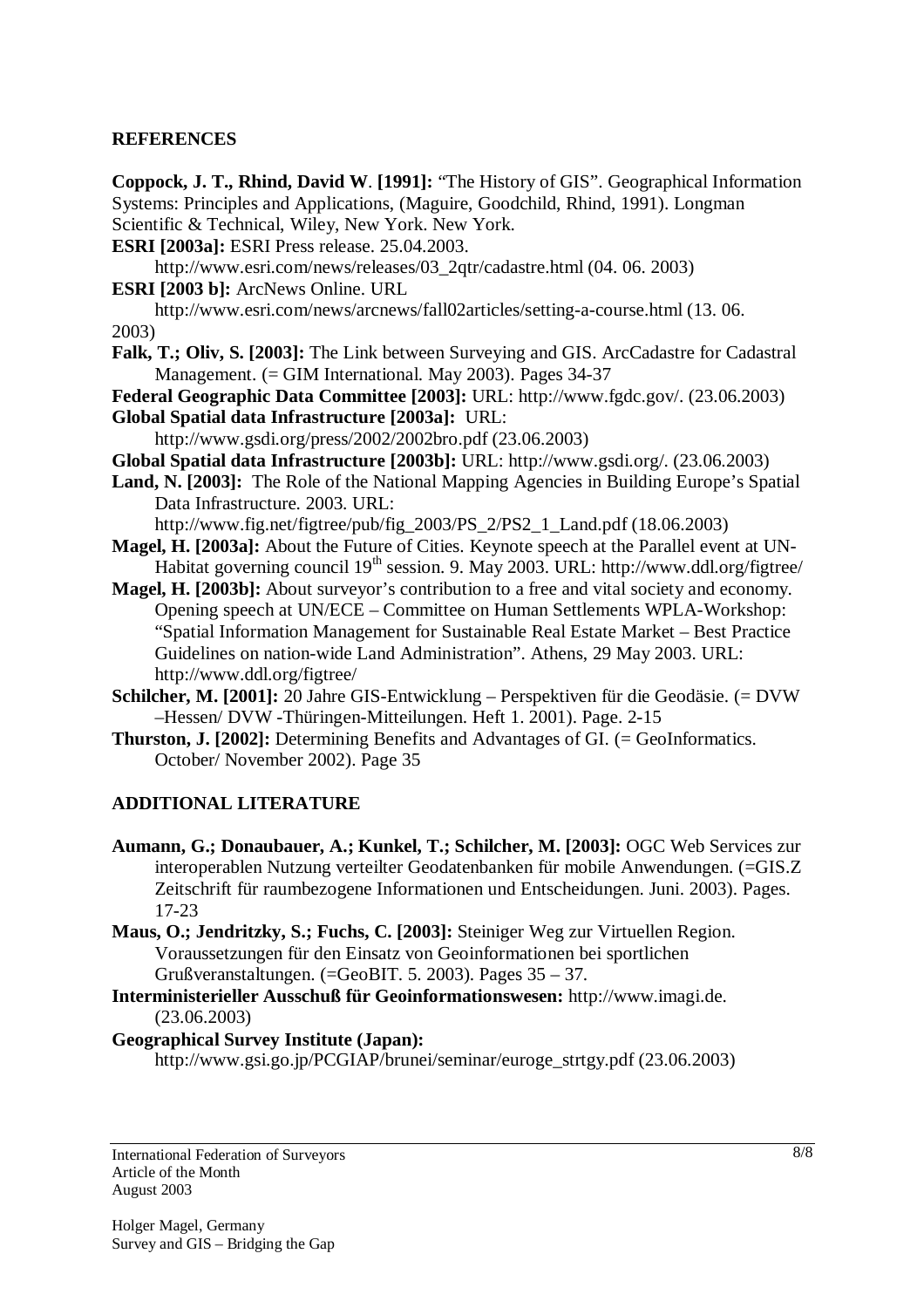## REFERENCES

**Coppock, J. T., Rhind, David W. [1991]:** "The History of GIS". Geographical Information Systems: Principles and Applications, (Maguire, Goodchild, Rhind, 1991). Longman Scientific & Technical, Wiley, New York. New York.

**ESRI [2003a]:** ESRI Press release. 25.04.2003.
http://www.esri.com/news/releases/03_2qtr/cadastre.html (04. 06. 2003)

**ESRI [2003 b]:** ArcNews Online. URL
http://www.esri.com/news/arcnews/fall02articles/setting-a-course.html (13. 06. 2003)

**Falk, T.; Oliv, S. [2003]:** The Link between Surveying and GIS. ArcCadastre for Cadastral Management. (= GIM International. May 2003). Pages 34-37

**Federal Geographic Data Committee [2003]:** URL: http://www.fgdc.gov/. (23.06.2003)

**Global Spatial data Infrastructure [2003a]:** URL:
http://www.gsdi.org/press/2002/2002bro.pdf (23.06.2003)

**Global Spatial data Infrastructure [2003b]:** URL: http://www.gsdi.org/. (23.06.2003)

**Land, N. [2003]:** The Role of the National Mapping Agencies in Building Europe's Spatial Data Infrastructure. 2003. URL:
http://www.fig.net/figtree/pub/fig_2003/PS_2/PS2_1_Land.pdf (18.06.2003)

**Magel, H. [2003a]:** About the Future of Cities. Keynote speech at the Parallel event at UN-Habitat governing council 19th session. 9. May 2003. URL: http://www.ddl.org/figtree/

**Magel, H. [2003b]:** About surveyor's contribution to a free and vital society and economy. Opening speech at UN/ECE – Committee on Human Settlements WPLA-Workshop: "Spatial Information Management for Sustainable Real Estate Market – Best Practice Guidelines on nation-wide Land Administration". Athens, 29 May 2003. URL: http://www.ddl.org/figtree/

**Schilcher, M. [2001]:** 20 Jahre GIS-Entwicklung – Perspektiven für die Geodäsie. (= DVW –Hessen/ DVW -Thüringen-Mitteilungen. Heft 1. 2001). Page. 2-15

**Thurston, J. [2002]:** Determining Benefits and Advantages of GI. (= GeoInformatics. October/ November 2002). Page 35

## ADDITIONAL LITERATURE

**Aumann, G.; Donaubauer, A.; Kunkel, T.; Schilcher, M. [2003]:** OGC Web Services zur interoperablen Nutzung verteilter Geodatenbanken für mobile Anwendungen. (=GIS.Z Zeitschrift für raumbezogene Informationen und Entscheidungen. Juni. 2003). Pages. 17-23

**Maus, O.; Jendritzky, S.; Fuchs, C. [2003]:** Steiniger Weg zur Virtuellen Region. Voraussetzungen für den Einsatz von Geoinformationen bei sportlichen Grußveranstaltungen. (=GeoBIT. 5. 2003). Pages 35 – 37.

**Interministerieller Ausschuß für Geoinformationswesen:** http://www.imagi.de. (23.06.2003)

**Geographical Survey Institute (Japan):**
http://www.gsi.go.jp/PCGIAP/brunei/seminar/euroge_strtgy.pdf (23.06.2003)

International Federation of Surveyors
Article of the Month
August 2003

Holger Magel, Germany
Survey and GIS – Bridging the Gap